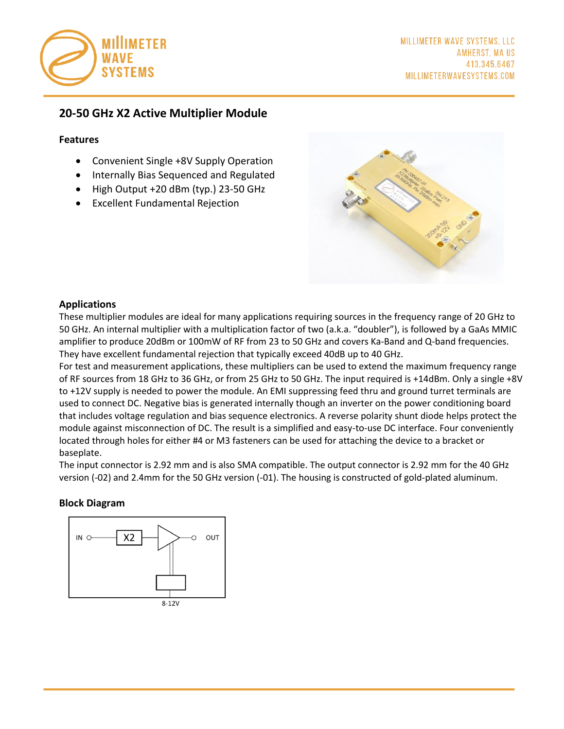MILLIMETER WAVE SYSTEMS, LLC
AMHERST, MA US
413.345.6467
MILLIMETERWAVESYSTEMS.COM

## 20-50 GHz X2 Active Multiplier Module

### Features

- Convenient Single +8V Supply Operation
- Internally Bias Sequenced and Regulated
- High Output +20 dBm (typ.) 23-50 GHz
- Excellent Fundamental Rejection

### Applications

These multiplier modules are ideal for many applications requiring sources in the frequency range of 20 GHz to 50 GHz. An internal multiplier with a multiplication factor of two (a.k.a. "doubler"), is followed by a GaAs MMIC amplifier to produce 20dBm or 100mW of RF from 23 to 50 GHz and covers Ka-Band and Q-band frequencies. They have excellent fundamental rejection that typically exceed 40dB up to 40 GHz.

For test and measurement applications, these multipliers can be used to extend the maximum frequency range of RF sources from 18 GHz to 36 GHz, or from 25 GHz to 50 GHz. The input required is +14dBm. Only a single +8V to +12V supply is needed to power the module. An EMI suppressing feed thru and ground turret terminals are used to connect DC. Negative bias is generated internally though an inverter on the power conditioning board that includes voltage regulation and bias sequence electronics. A reverse polarity shunt diode helps protect the module against misconnection of DC. The result is a simplified and easy-to-use DC interface. Four conveniently located through holes for either #4 or M3 fasteners can be used for attaching the device to a bracket or baseplate.

The input connector is 2.92 mm and is also SMA compatible. The output connector is 2.92 mm for the 40 GHz version (-02) and 2.4mm for the 50 GHz version (-01). The housing is constructed of gold-plated aluminum.

### Block Diagram

IN — X2 — OUT

8-12V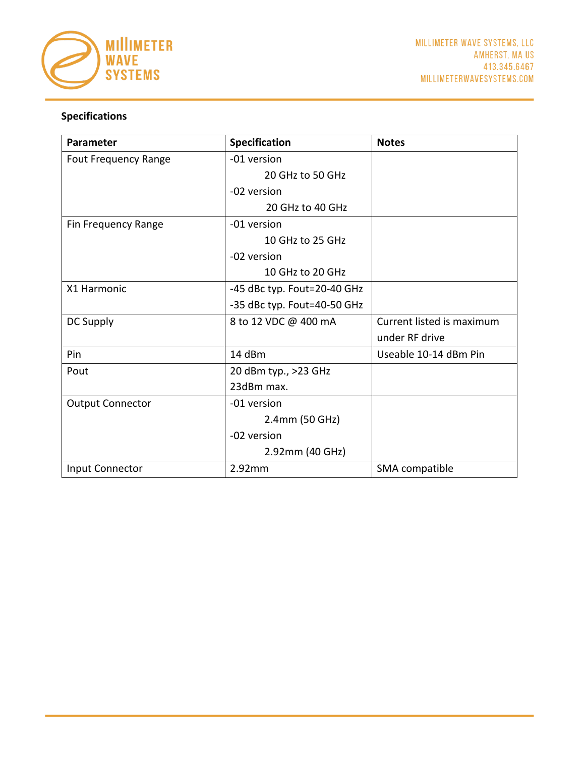**Specifications**

| Parameter | Specification | Notes |
|---|---|---|
| Fout Frequency Range | -01 version<br>20 GHz to 50 GHz<br>-02 version<br>20 GHz to 40 GHz | |
| Fin Frequency Range | -01 version<br>10 GHz to 25 GHz<br>-02 version<br>10 GHz to 20 GHz | |
| X1 Harmonic | -45 dBc typ. Fout=20-40 GHz<br>-35 dBc typ. Fout=40-50 GHz | |
| DC Supply | 8 to 12 VDC @ 400 mA | Current listed is maximum under RF drive |
| Pin | 14 dBm | Useable 10-14 dBm Pin |
| Pout | 20 dBm typ., >23 GHz<br>23dBm max. | |
| Output Connector | -01 version<br>2.4mm (50 GHz)<br>-02 version<br>2.92mm (40 GHz) | |
| Input Connector | 2.92mm | SMA compatible |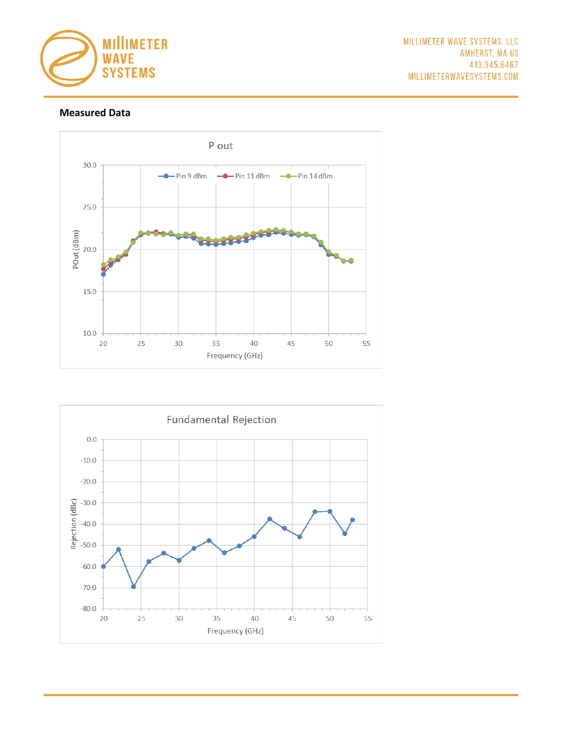**Measured Data**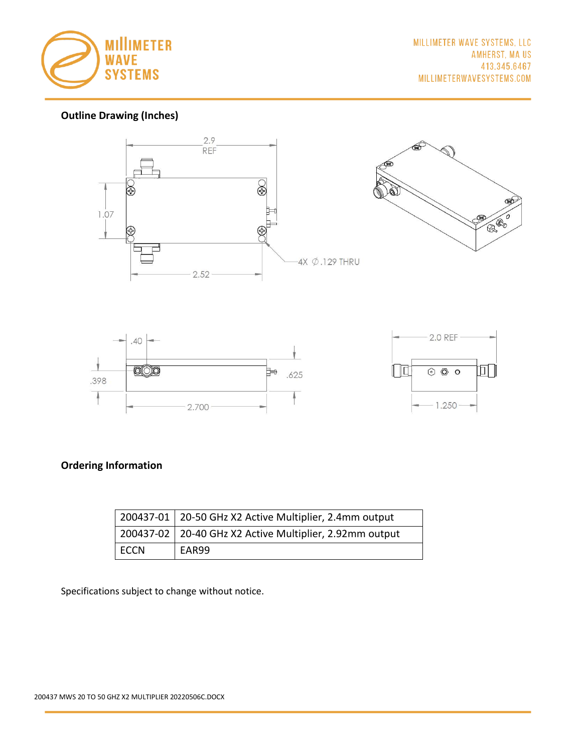## Outline Drawing (Inches)

2.9
REF
1.07
2.52
4X ∅.129 THRU

.40
.398
.625
2.700
2.0 REF
1.250

## Ordering Information

| | |
|---|---|
| 200437-01 | 20-50 GHz X2 Active Multiplier, 2.4mm output |
| 200437-02 | 20-40 GHz X2 Active Multiplier, 2.92mm output |
| ECCN | EAR99 |

Specifications subject to change without notice.